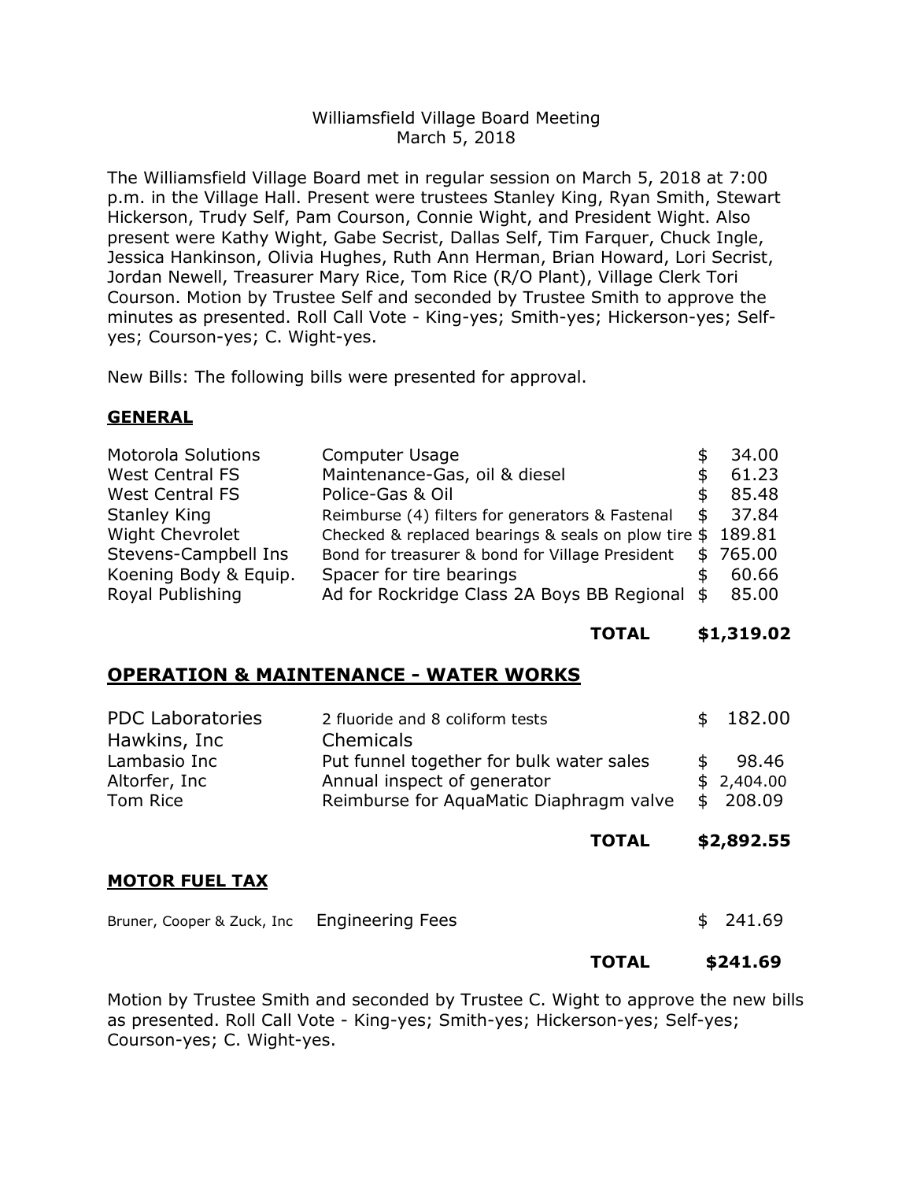Williamsfield Village Board Meeting
March 5, 2018

The Williamsfield Village Board met in regular session on March 5, 2018 at 7:00 p.m. in the Village Hall. Present were trustees Stanley King, Ryan Smith, Stewart Hickerson, Trudy Self, Pam Courson, Connie Wight, and President Wight. Also present were Kathy Wight, Gabe Secrist, Dallas Self, Tim Farquer, Chuck Ingle, Jessica Hankinson, Olivia Hughes, Ruth Ann Herman, Brian Howard, Lori Secrist, Jordan Newell, Treasurer Mary Rice, Tom Rice (R/O Plant), Village Clerk Tori Courson. Motion by Trustee Self and seconded by Trustee Smith to approve the minutes as presented. Roll Call Vote - King-yes; Smith-yes; Hickerson-yes; Self-yes; Courson-yes; C. Wight-yes.

New Bills: The following bills were presented for approval.

## GENERAL

| | | |
|---|---|---|
| Motorola Solutions | Computer Usage | $ 34.00 |
| West Central FS | Maintenance-Gas, oil & diesel | $ 61.23 |
| West Central FS | Police-Gas & Oil | $ 85.48 |
| Stanley King | Reimburse (4) filters for generators & Fastenal | $ 37.84 |
| Wight Chevrolet | Checked & replaced bearings & seals on plow tire | $ 189.81 |
| Stevens-Campbell Ins | Bond for treasurer & bond for Village President | $ 765.00 |
| Koening Body & Equip. | Spacer for tire bearings | $ 60.66 |
| Royal Publishing | Ad for Rockridge Class 2A Boys BB Regional | $ 85.00 |
| | **TOTAL** | **$1,319.02** |

## OPERATION & MAINTENANCE - WATER WORKS

| | | |
|---|---|---|
| PDC Laboratories | 2 fluoride and 8 coliform tests | $ 182.00 |
| Hawkins, Inc | Chemicals | |
| Lambasio Inc | Put funnel together for bulk water sales | $ 98.46 |
| Altorfer, Inc | Annual inspect of generator | $ 2,404.00 |
| Tom Rice | Reimburse for AquaMatic Diaphragm valve | $ 208.09 |
| | **TOTAL** | **$2,892.55** |

## MOTOR FUEL TAX

| | | |
|---|---|---|
| Bruner, Cooper & Zuck, Inc | Engineering Fees | $ 241.69 |
| | **TOTAL** | **$241.69** |

Motion by Trustee Smith and seconded by Trustee C. Wight to approve the new bills as presented. Roll Call Vote - King-yes; Smith-yes; Hickerson-yes; Self-yes; Courson-yes; C. Wight-yes.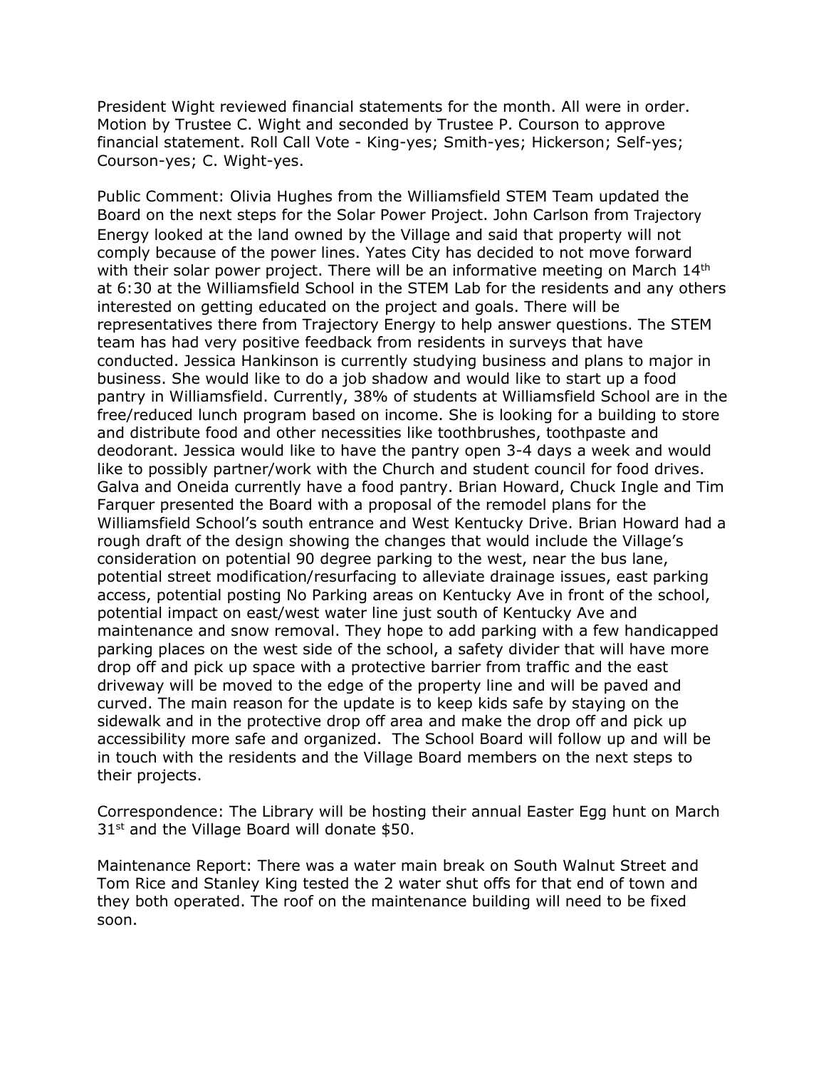President Wight reviewed financial statements for the month. All were in order. Motion by Trustee C. Wight and seconded by Trustee P. Courson to approve financial statement. Roll Call Vote - King-yes; Smith-yes; Hickerson; Self-yes; Courson-yes; C. Wight-yes.

Public Comment: Olivia Hughes from the Williamsfield STEM Team updated the Board on the next steps for the Solar Power Project. John Carlson from Trajectory Energy looked at the land owned by the Village and said that property will not comply because of the power lines. Yates City has decided to not move forward with their solar power project. There will be an informative meeting on March 14th at 6:30 at the Williamsfield School in the STEM Lab for the residents and any others interested on getting educated on the project and goals. There will be representatives there from Trajectory Energy to help answer questions. The STEM team has had very positive feedback from residents in surveys that have conducted. Jessica Hankinson is currently studying business and plans to major in business. She would like to do a job shadow and would like to start up a food pantry in Williamsfield. Currently, 38% of students at Williamsfield School are in the free/reduced lunch program based on income. She is looking for a building to store and distribute food and other necessities like toothbrushes, toothpaste and deodorant. Jessica would like to have the pantry open 3-4 days a week and would like to possibly partner/work with the Church and student council for food drives. Galva and Oneida currently have a food pantry. Brian Howard, Chuck Ingle and Tim Farquer presented the Board with a proposal of the remodel plans for the Williamsfield School's south entrance and West Kentucky Drive. Brian Howard had a rough draft of the design showing the changes that would include the Village's consideration on potential 90 degree parking to the west, near the bus lane, potential street modification/resurfacing to alleviate drainage issues, east parking access, potential posting No Parking areas on Kentucky Ave in front of the school, potential impact on east/west water line just south of Kentucky Ave and maintenance and snow removal. They hope to add parking with a few handicapped parking places on the west side of the school, a safety divider that will have more drop off and pick up space with a protective barrier from traffic and the east driveway will be moved to the edge of the property line and will be paved and curved. The main reason for the update is to keep kids safe by staying on the sidewalk and in the protective drop off area and make the drop off and pick up accessibility more safe and organized. The School Board will follow up and will be in touch with the residents and the Village Board members on the next steps to their projects.

Correspondence: The Library will be hosting their annual Easter Egg hunt on March 31st and the Village Board will donate $50.

Maintenance Report: There was a water main break on South Walnut Street and Tom Rice and Stanley King tested the 2 water shut offs for that end of town and they both operated. The roof on the maintenance building will need to be fixed soon.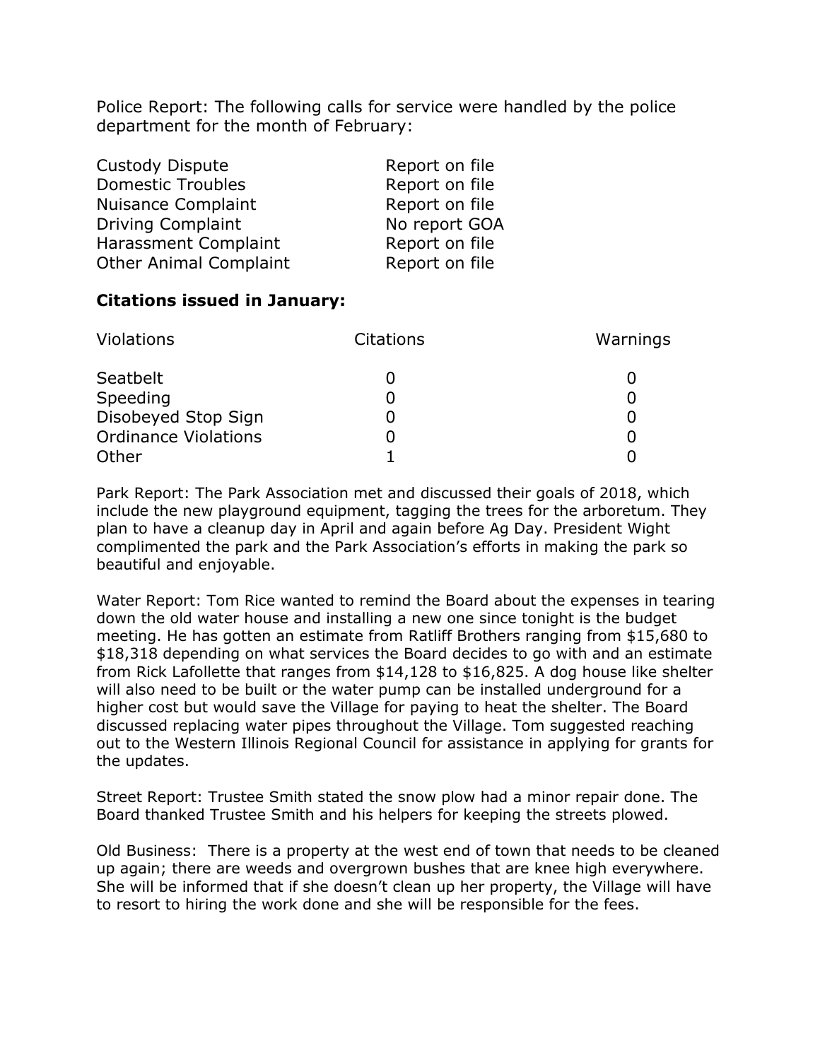Police Report: The following calls for service were handled by the police department for the month of February:

| | |
|---|---|
| Custody Dispute | Report on file |
| Domestic Troubles | Report on file |
| Nuisance Complaint | Report on file |
| Driving Complaint | No report GOA |
| Harassment Complaint | Report on file |
| Other Animal Complaint | Report on file |

**Citations issued in January:**

| Violations | Citations | Warnings |
|---|---|---|
| Seatbelt | 0 | 0 |
| Speeding | 0 | 0 |
| Disobeyed Stop Sign | 0 | 0 |
| Ordinance Violations | 0 | 0 |
| Other | 1 | 0 |

Park Report: The Park Association met and discussed their goals of 2018, which include the new playground equipment, tagging the trees for the arboretum. They plan to have a cleanup day in April and again before Ag Day. President Wight complimented the park and the Park Association's efforts in making the park so beautiful and enjoyable.

Water Report: Tom Rice wanted to remind the Board about the expenses in tearing down the old water house and installing a new one since tonight is the budget meeting. He has gotten an estimate from Ratliff Brothers ranging from $15,680 to $18,318 depending on what services the Board decides to go with and an estimate from Rick Lafollette that ranges from $14,128 to $16,825. A dog house like shelter will also need to be built or the water pump can be installed underground for a higher cost but would save the Village for paying to heat the shelter. The Board discussed replacing water pipes throughout the Village. Tom suggested reaching out to the Western Illinois Regional Council for assistance in applying for grants for the updates.

Street Report: Trustee Smith stated the snow plow had a minor repair done. The Board thanked Trustee Smith and his helpers for keeping the streets plowed.

Old Business: There is a property at the west end of town that needs to be cleaned up again; there are weeds and overgrown bushes that are knee high everywhere. She will be informed that if she doesn't clean up her property, the Village will have to resort to hiring the work done and she will be responsible for the fees.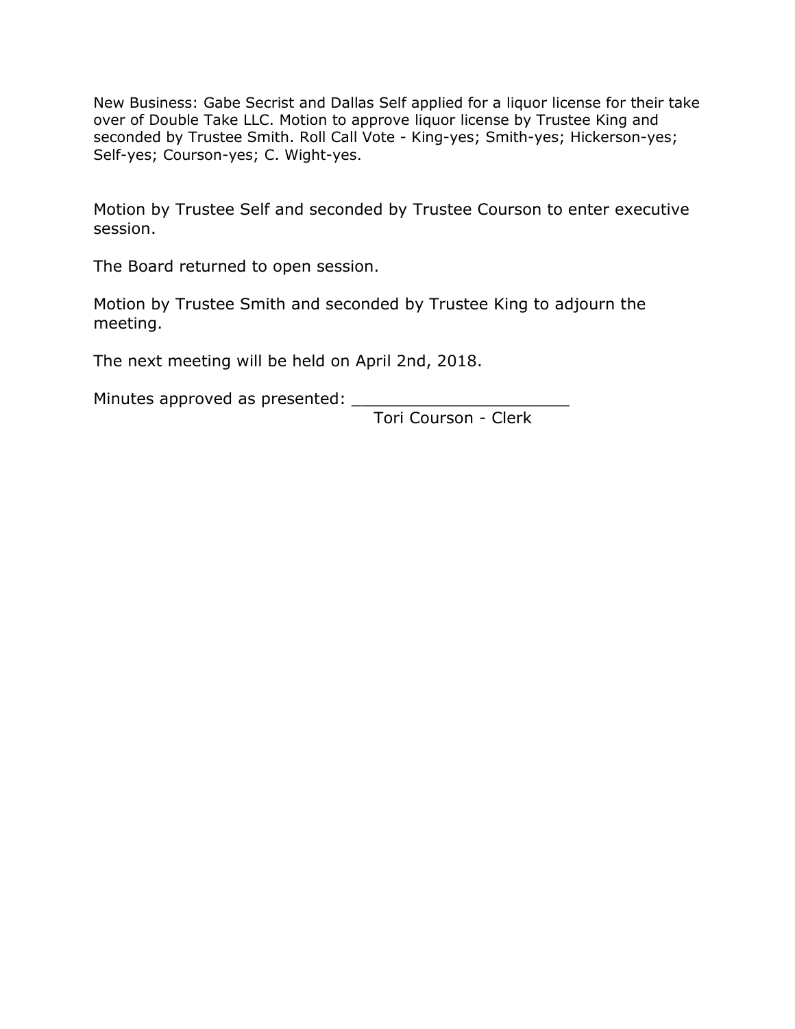New Business: Gabe Secrist and Dallas Self applied for a liquor license for their take over of Double Take LLC. Motion to approve liquor license by Trustee King and seconded by Trustee Smith. Roll Call Vote - King-yes; Smith-yes; Hickerson-yes; Self-yes; Courson-yes; C. Wight-yes.

Motion by Trustee Self and seconded by Trustee Courson to enter executive session.

The Board returned to open session.

Motion by Trustee Smith and seconded by Trustee King to adjourn the meeting.

The next meeting will be held on April 2nd, 2018.

Minutes approved as presented: ______________________

Tori Courson - Clerk